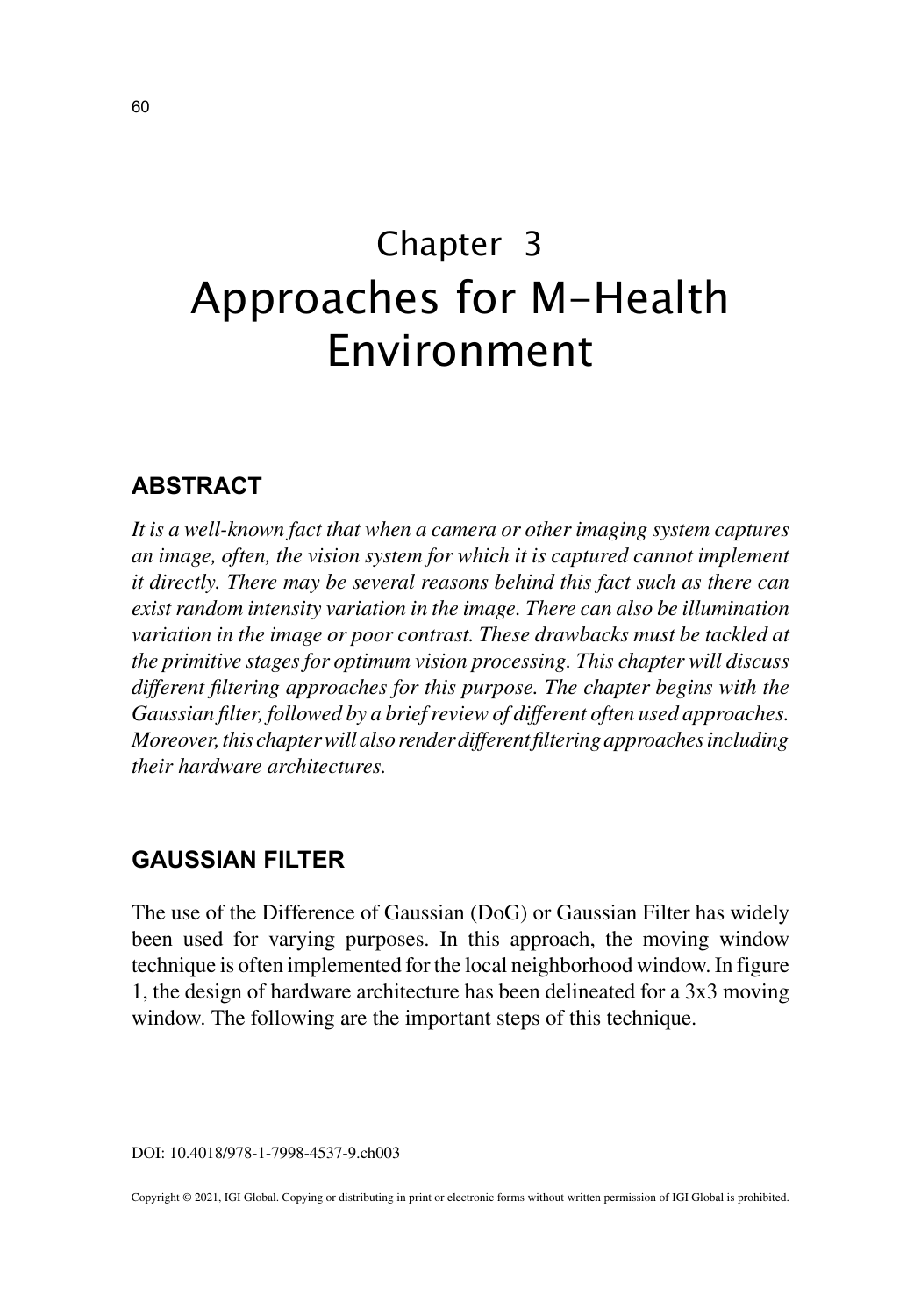# Chapter 3
# Approaches for M-Health Environment

## ABSTRACT

*It is a well-known fact that when a camera or other imaging system captures an image, often, the vision system for which it is captured cannot implement it directly. There may be several reasons behind this fact such as there can exist random intensity variation in the image. There can also be illumination variation in the image or poor contrast. These drawbacks must be tackled at the primitive stages for optimum vision processing. This chapter will discuss different filtering approaches for this purpose. The chapter begins with the Gaussian filter, followed by a brief review of different often used approaches. Moreover, this chapter will also render different filtering approaches including their hardware architectures.*

## GAUSSIAN FILTER

The use of the Difference of Gaussian (DoG) or Gaussian Filter has widely been used for varying purposes. In this approach, the moving window technique is often implemented for the local neighborhood window. In figure 1, the design of hardware architecture has been delineated for a 3x3 moving window. The following are the important steps of this technique.

DOI: 10.4018/978-1-7998-4537-9.ch003

Copyright © 2021, IGI Global. Copying or distributing in print or electronic forms without written permission of IGI Global is prohibited.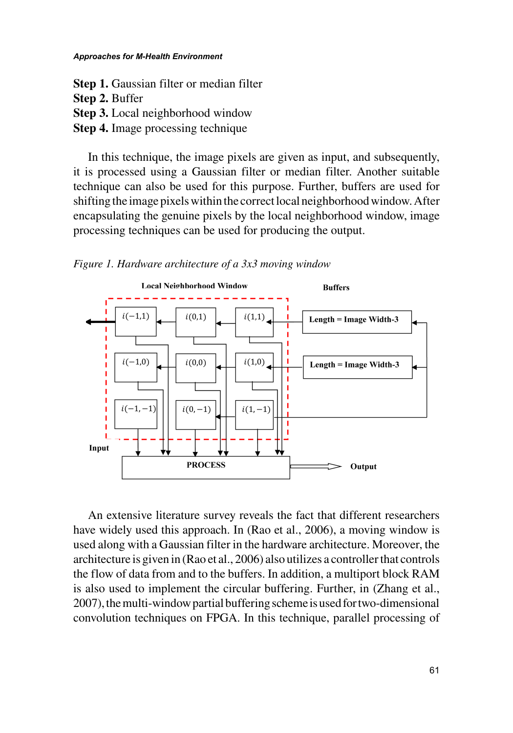**Step 1.** Gaussian filter or median filter
**Step 2.** Buffer
**Step 3.** Local neighborhood window
**Step 4.** Image processing technique

In this technique, the image pixels are given as input, and subsequently, it is processed using a Gaussian filter or median filter. Another suitable technique can also be used for this purpose. Further, buffers are used for shifting the image pixels within the correct local neighborhood window. After encapsulating the genuine pixels by the local neighborhood window, image processing techniques can be used for producing the output.

*Figure 1. Hardware architecture of a 3x3 moving window*

Local Neighborhood Window | Buffers

$i(-1,1)$ | $i(0,1)$ | $i(1,1)$ | Length = Image Width-3

$i(-1,0)$ | $i(0,0)$ | $i(1,0)$ | Length = Image Width-3

$i(-1,-1)$ | $i(0,-1)$ | $i(1,-1)$

Input | PROCESS | Output

An extensive literature survey reveals the fact that different researchers have widely used this approach. In (Rao et al., 2006), a moving window is used along with a Gaussian filter in the hardware architecture. Moreover, the architecture is given in (Rao et al., 2006) also utilizes a controller that controls the flow of data from and to the buffers. In addition, a multiport block RAM is also used to implement the circular buffering. Further, in (Zhang et al., 2007), the multi-window partial buffering scheme is used for two-dimensional convolution techniques on FPGA. In this technique, parallel processing of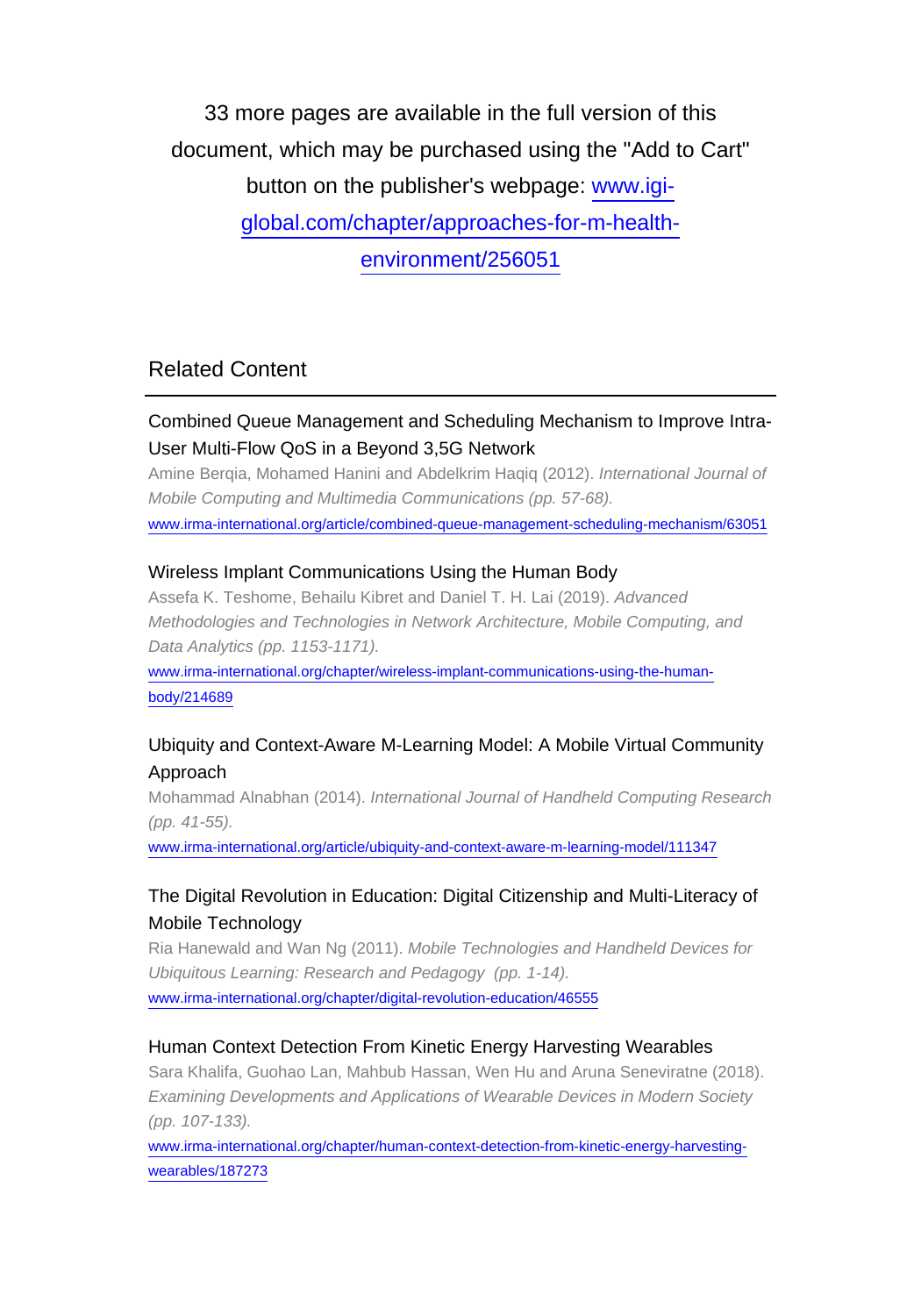33 more pages are available in the full version of this document, which may be purchased using the "Add to Cart" button on the publisher's webpage: www.igi-global.com/chapter/approaches-for-m-health-environment/256051

## Related Content

### Combined Queue Management and Scheduling Mechanism to Improve Intra-User Multi-Flow QoS in a Beyond 3,5G Network

Amine Berqia, Mohamed Hanini and Abdelkrim Haqiq (2012). *International Journal of Mobile Computing and Multimedia Communications (pp. 57-68).*

www.irma-international.org/article/combined-queue-management-scheduling-mechanism/63051

### Wireless Implant Communications Using the Human Body

Assefa K. Teshome, Behailu Kibret and Daniel T. H. Lai (2019). *Advanced Methodologies and Technologies in Network Architecture, Mobile Computing, and Data Analytics (pp. 1153-1171).*

www.irma-international.org/chapter/wireless-implant-communications-using-the-human-body/214689

### Ubiquity and Context-Aware M-Learning Model: A Mobile Virtual Community Approach

Mohammad Alnabhan (2014). *International Journal of Handheld Computing Research (pp. 41-55).*

www.irma-international.org/article/ubiquity-and-context-aware-m-learning-model/111347

### The Digital Revolution in Education: Digital Citizenship and Multi-Literacy of Mobile Technology

Ria Hanewald and Wan Ng (2011). *Mobile Technologies and Handheld Devices for Ubiquitous Learning: Research and Pedagogy (pp. 1-14).*

www.irma-international.org/chapter/digital-revolution-education/46555

### Human Context Detection From Kinetic Energy Harvesting Wearables

Sara Khalifa, Guohao Lan, Mahbub Hassan, Wen Hu and Aruna Seneviratne (2018). *Examining Developments and Applications of Wearable Devices in Modern Society (pp. 107-133).*

www.irma-international.org/chapter/human-context-detection-from-kinetic-energy-harvesting-wearables/187273